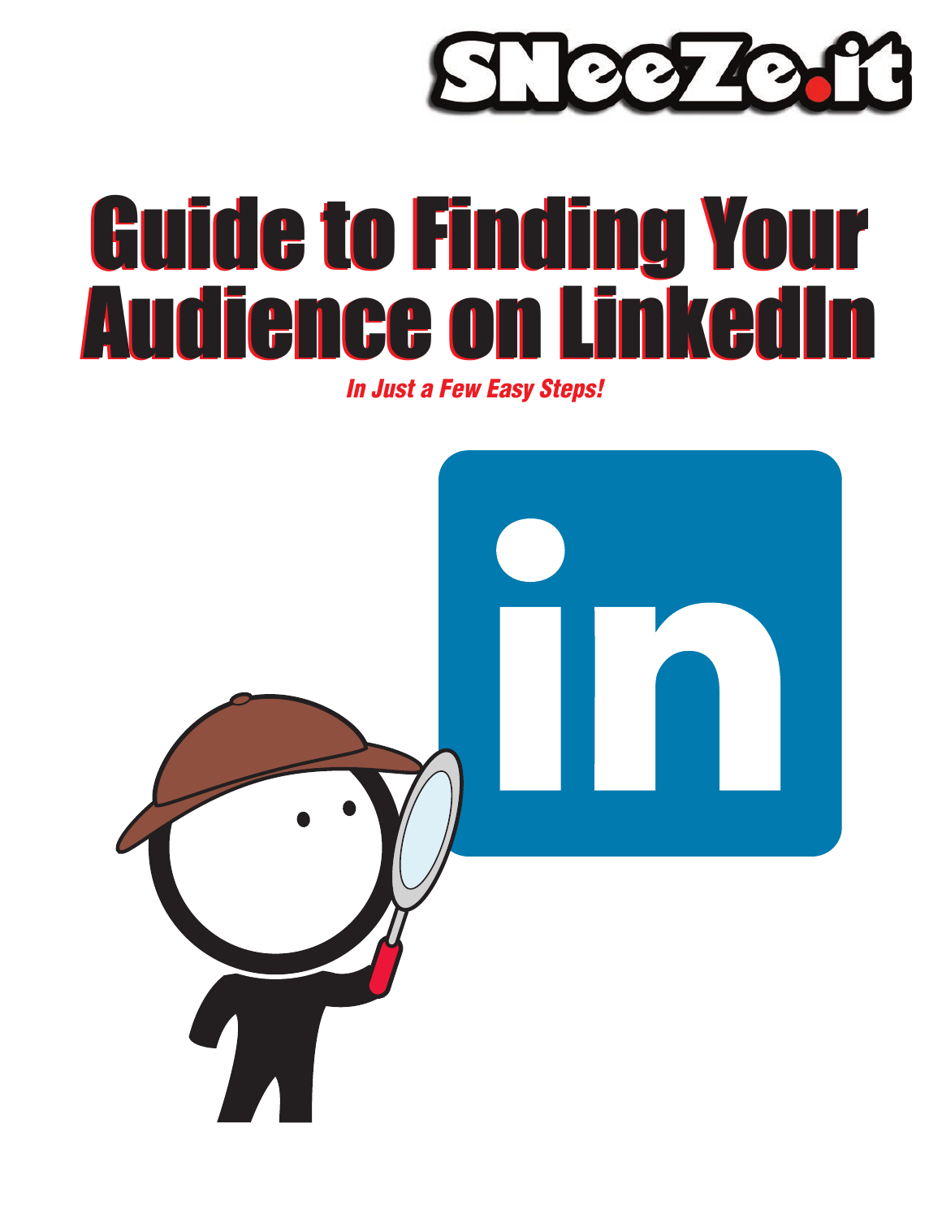SNeeZe.it

# Guide to Finding Your Audience on LinkedIn

***In Just a Few Easy Steps!***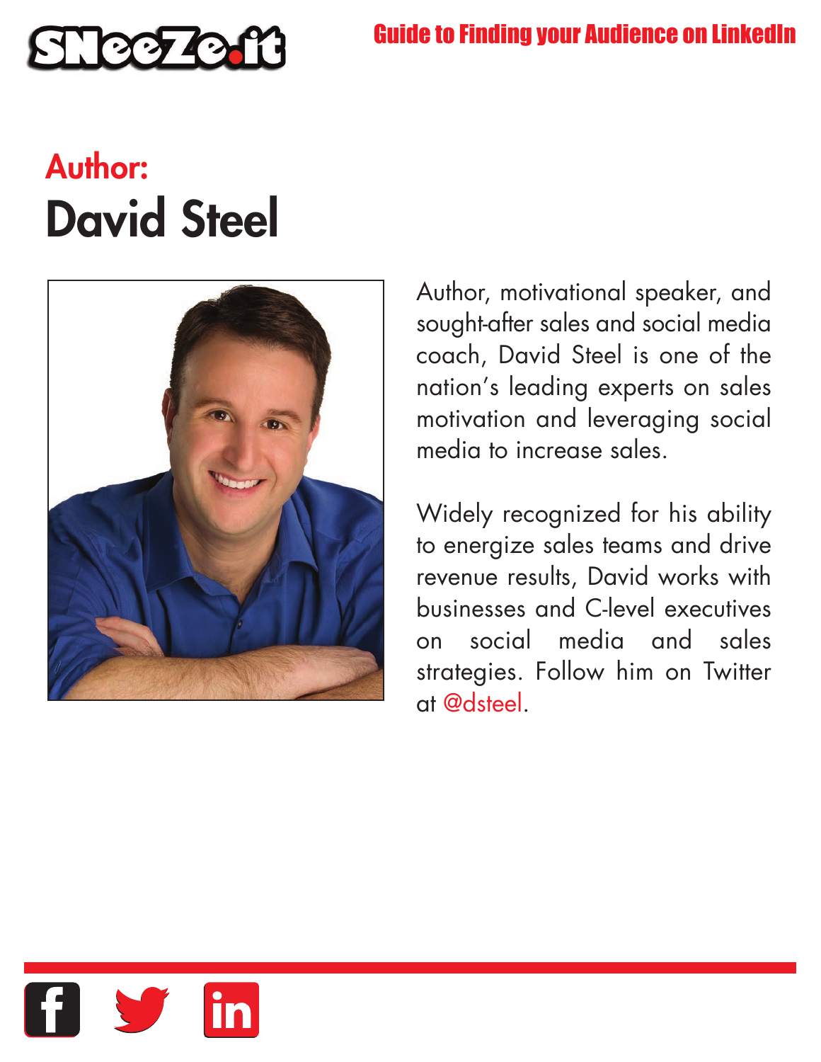## Author:
# David Steel

Author, motivational speaker, and sought-after sales and social media coach, David Steel is one of the nation's leading experts on sales motivation and leveraging social media to increase sales.

Widely recognized for his ability to energize sales teams and drive revenue results, David works with businesses and C-level executives on social media and sales strategies. Follow him on Twitter at @dsteel.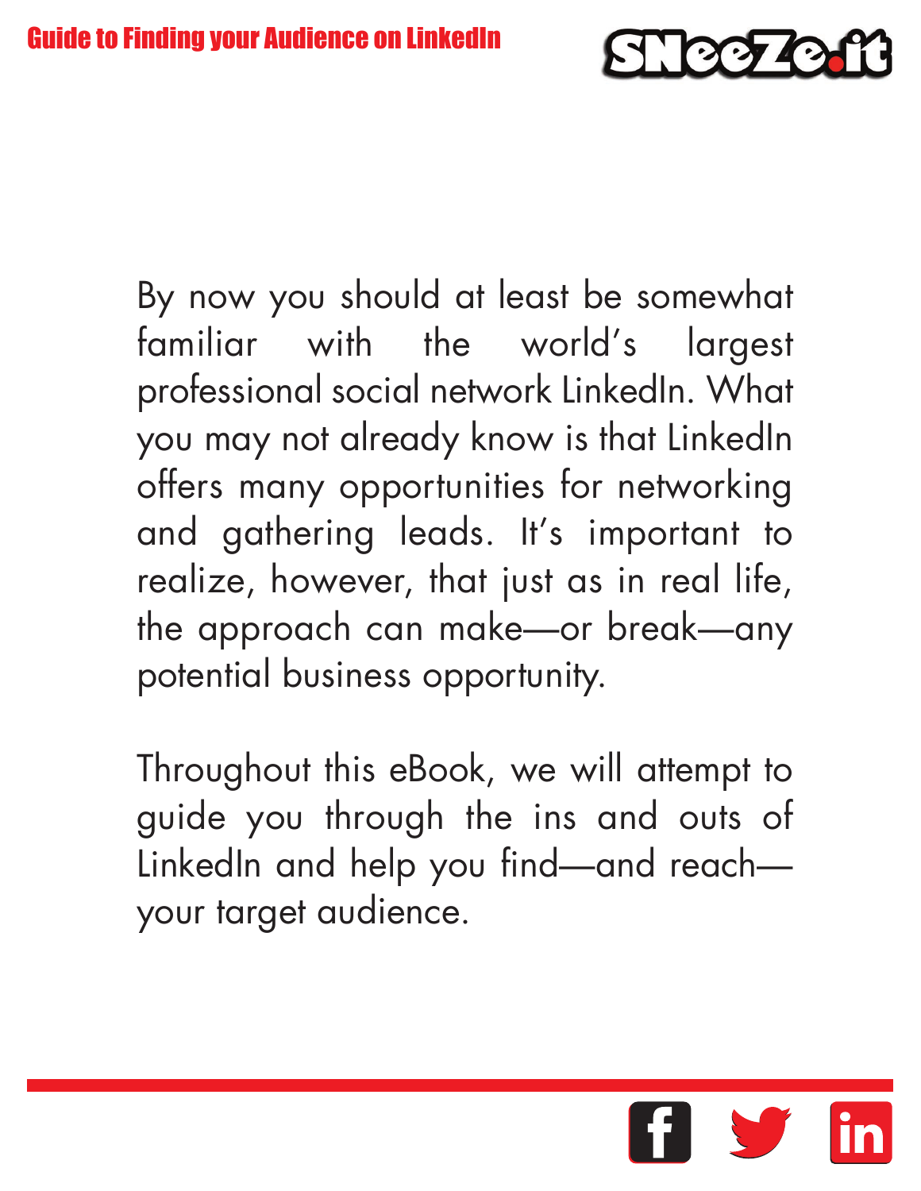By now you should at least be somewhat familiar with the world's largest professional social network LinkedIn. What you may not already know is that LinkedIn offers many opportunities for networking and gathering leads. It's important to realize, however, that just as in real life, the approach can make—or break—any potential business opportunity.

Throughout this eBook, we will attempt to guide you through the ins and outs of LinkedIn and help you find—and reach—your target audience.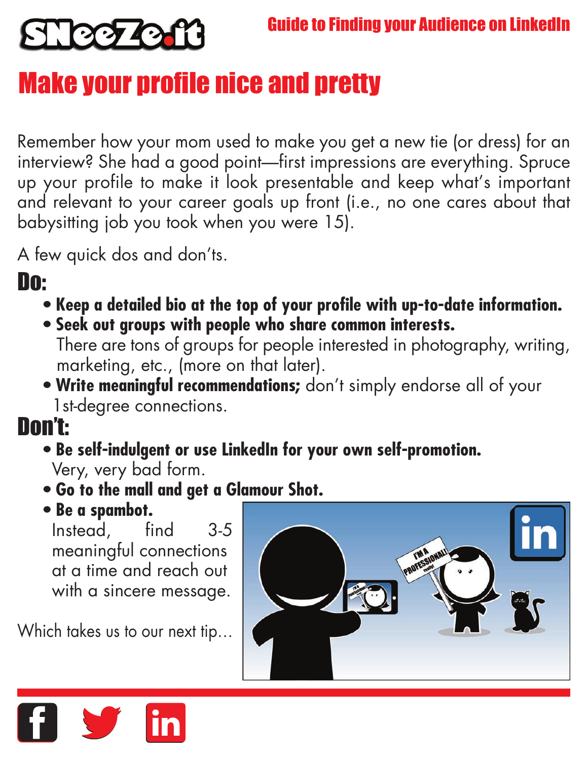# Make your profile nice and pretty

Remember how your mom used to make you get a new tie (or dress) for an interview? She had a good point—first impressions are everything. Spruce up your profile to make it look presentable and keep what's important and relevant to your career goals up front (i.e., no one cares about that babysitting job you took when you were 15).

A few quick dos and don'ts.

## Do:

- **Keep a detailed bio at the top of your profile with up-to-date information.**
- **Seek out groups with people who share common interests.** There are tons of groups for people interested in photography, writing, marketing, etc., (more on that later).
- **Write meaningful recommendations;** don't simply endorse all of your 1st-degree connections.

## Don't:

- **Be self-indulgent or use LinkedIn for your own self-promotion.** Very, very bad form.
- **Go to the mall and get a Glamour Shot.**
- **Be a spambot.** Instead, find 3-5 meaningful connections at a time and reach out with a sincere message.

Which takes us to our next tip...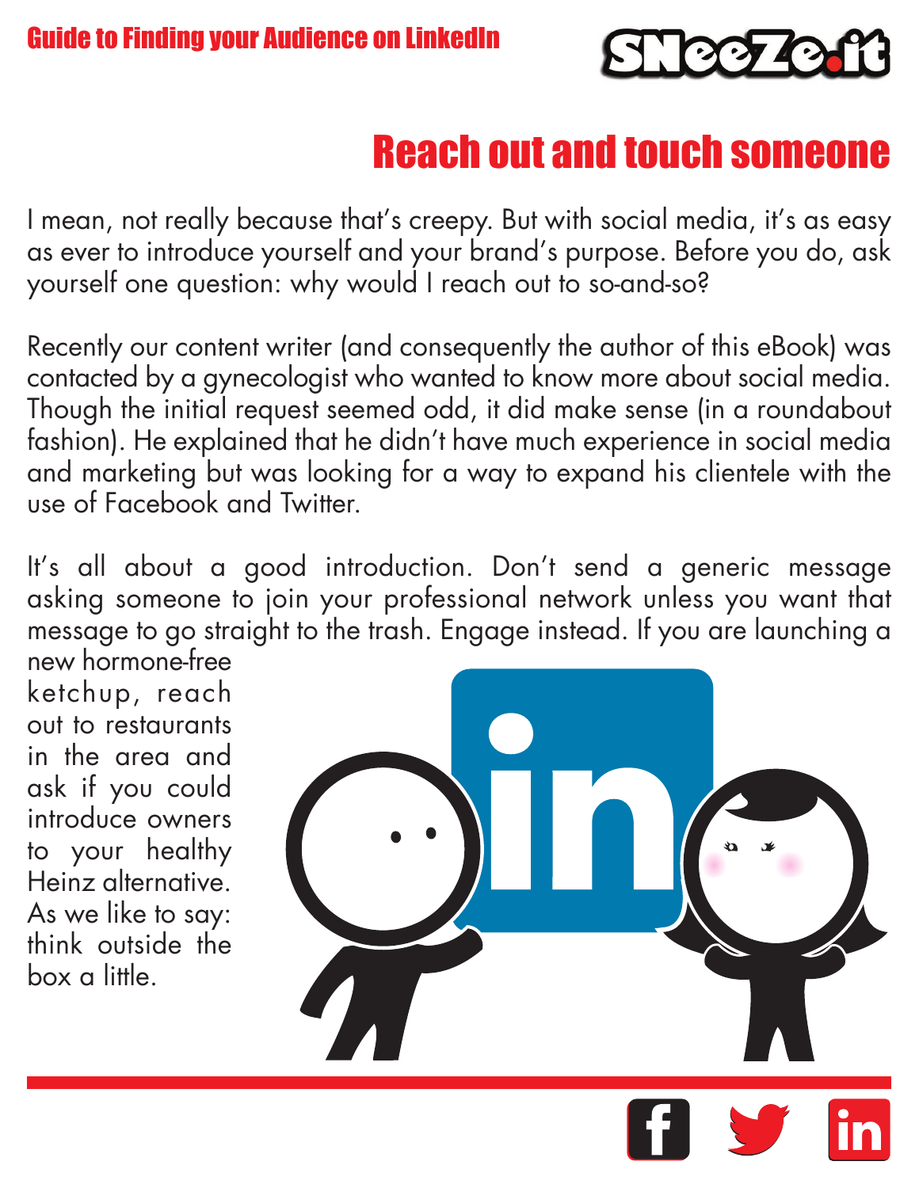# Reach out and touch someone

I mean, not really because that's creepy. But with social media, it's as easy as ever to introduce yourself and your brand's purpose. Before you do, ask yourself one question: why would I reach out to so-and-so?

Recently our content writer (and consequently the author of this eBook) was contacted by a gynecologist who wanted to know more about social media. Though the initial request seemed odd, it did make sense (in a roundabout fashion). He explained that he didn't have much experience in social media and marketing but was looking for a way to expand his clientele with the use of Facebook and Twitter.

It's all about a good introduction. Don't send a generic message asking someone to join your professional network unless you want that message to go straight to the trash. Engage instead. If you are launching a new hormone-free ketchup, reach out to restaurants in the area and ask if you could introduce owners to your healthy Heinz alternative. As we like to say: think outside the box a little.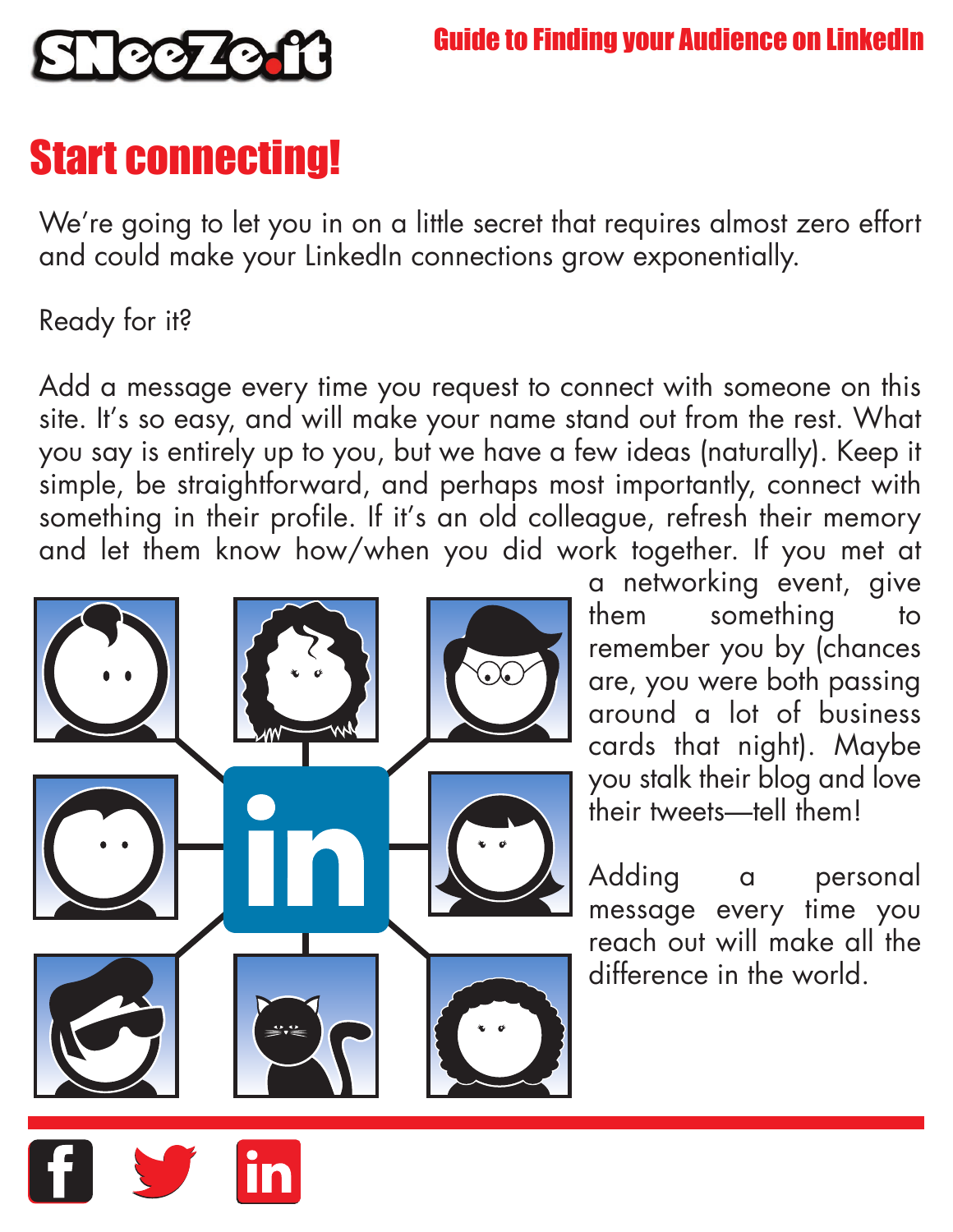# Start connecting!

We're going to let you in on a little secret that requires almost zero effort and could make your LinkedIn connections grow exponentially.

Ready for it?

Add a message every time you request to connect with someone on this site. It's so easy, and will make your name stand out from the rest. What you say is entirely up to you, but we have a few ideas (naturally). Keep it simple, be straightforward, and perhaps most importantly, connect with something in their profile. If it's an old colleague, refresh their memory and let them know how/when you did work together. If you met at a networking event, give them something to remember you by (chances are, you were both passing around a lot of business cards that night). Maybe you stalk their blog and love their tweets—tell them!

Adding a personal message every time you reach out will make all the difference in the world.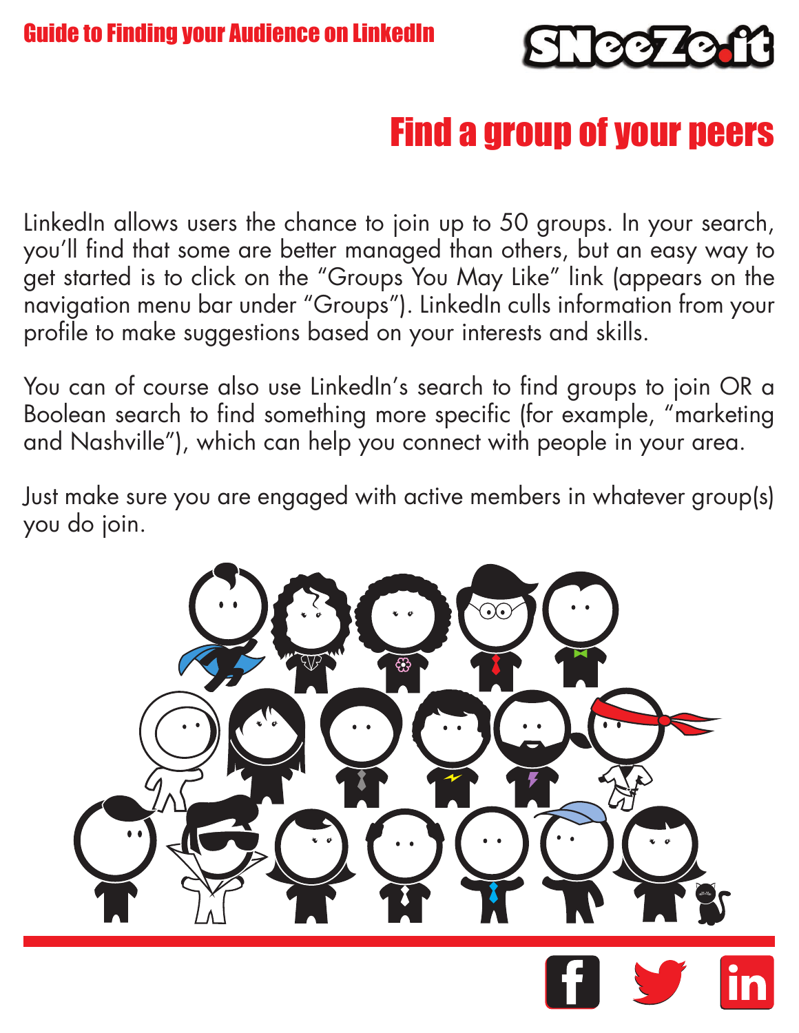# Find a group of your peers

LinkedIn allows users the chance to join up to 50 groups. In your search, you'll find that some are better managed than others, but an easy way to get started is to click on the "Groups You May Like" link (appears on the navigation menu bar under "Groups"). LinkedIn culls information from your profile to make suggestions based on your interests and skills.

You can of course also use LinkedIn's search to find groups to join OR a Boolean search to find something more specific (for example, "marketing and Nashville"), which can help you connect with people in your area.

Just make sure you are engaged with active members in whatever group(s) you do join.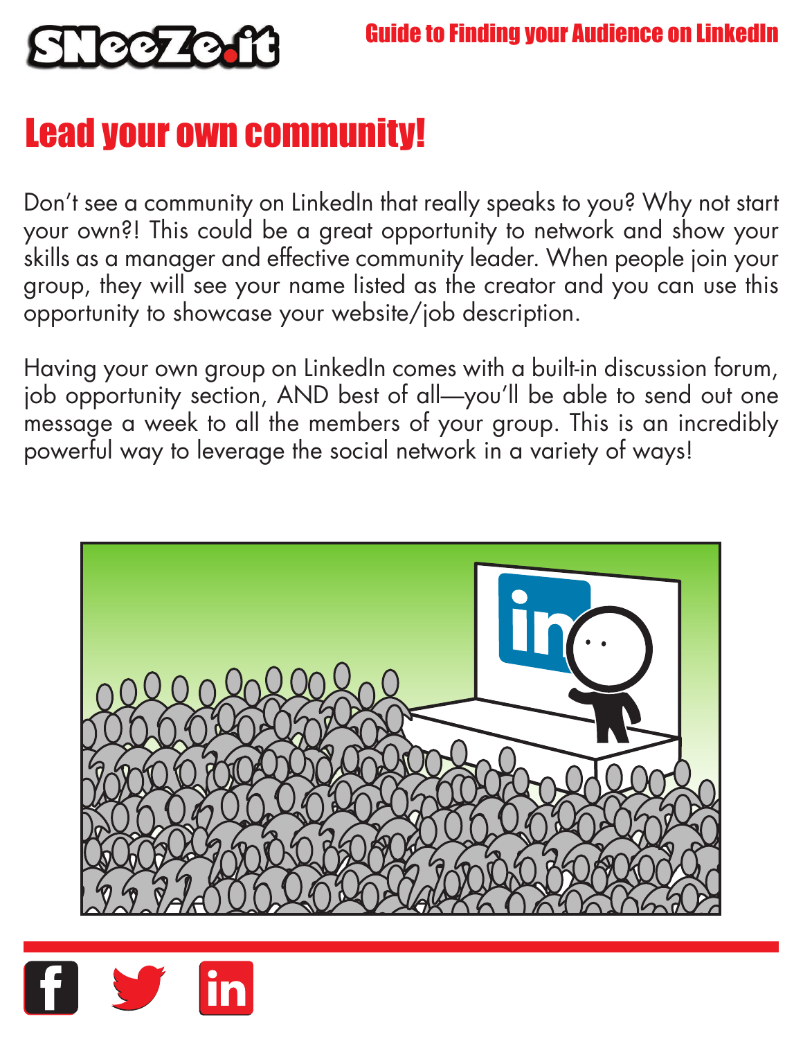# Lead your own community!

Don't see a community on LinkedIn that really speaks to you? Why not start your own?! This could be a great opportunity to network and show your skills as a manager and effective community leader. When people join your group, they will see your name listed as the creator and you can use this opportunity to showcase your website/job description.

Having your own group on LinkedIn comes with a built-in discussion forum, job opportunity section, AND best of all—you'll be able to send out one message a week to all the members of your group. This is an incredibly powerful way to leverage the social network in a variety of ways!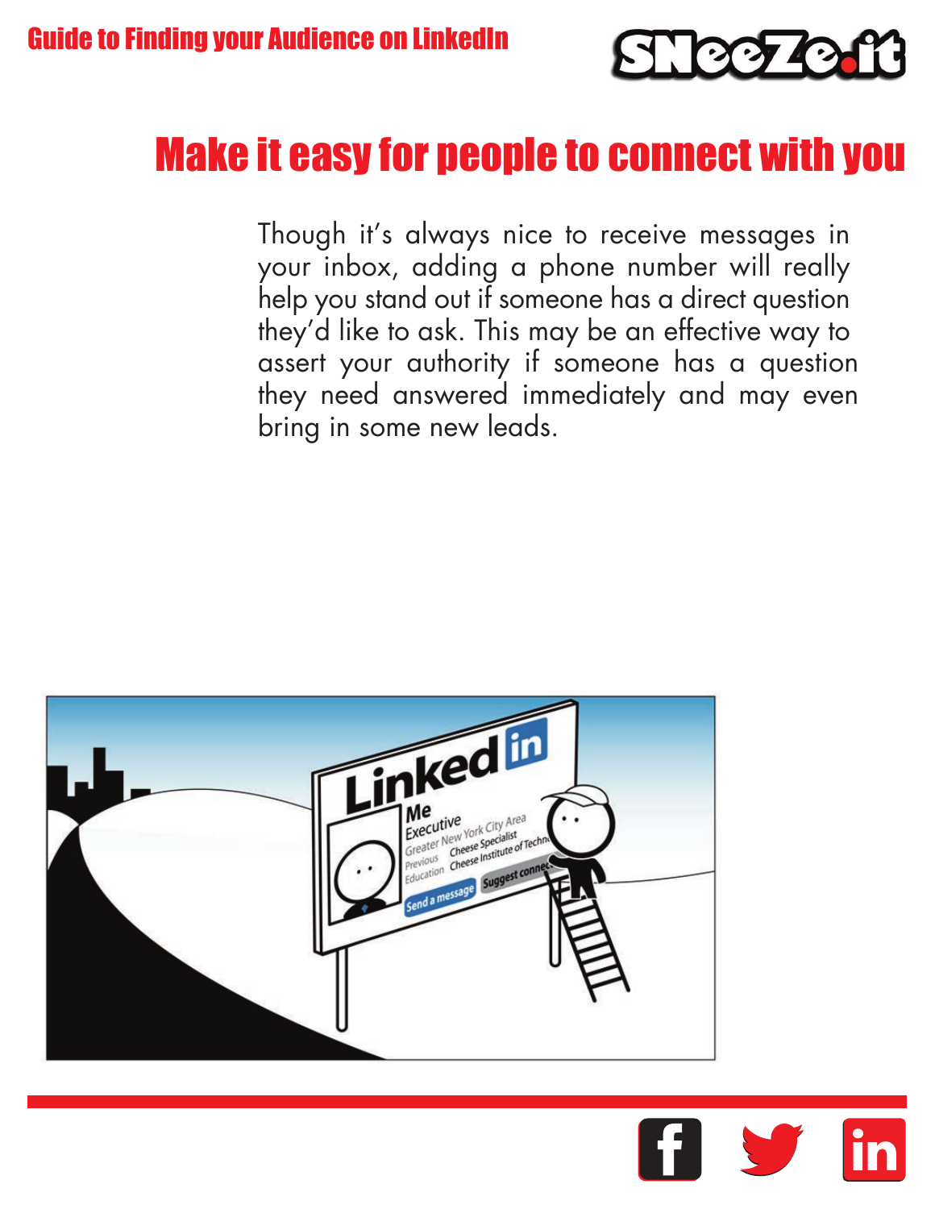# Make it easy for people to connect with you

Though it's always nice to receive messages in your inbox, adding a phone number will really help you stand out if someone has a direct question they'd like to ask. This may be an effective way to assert your authority if someone has a question they need answered immediately and may even bring in some new leads.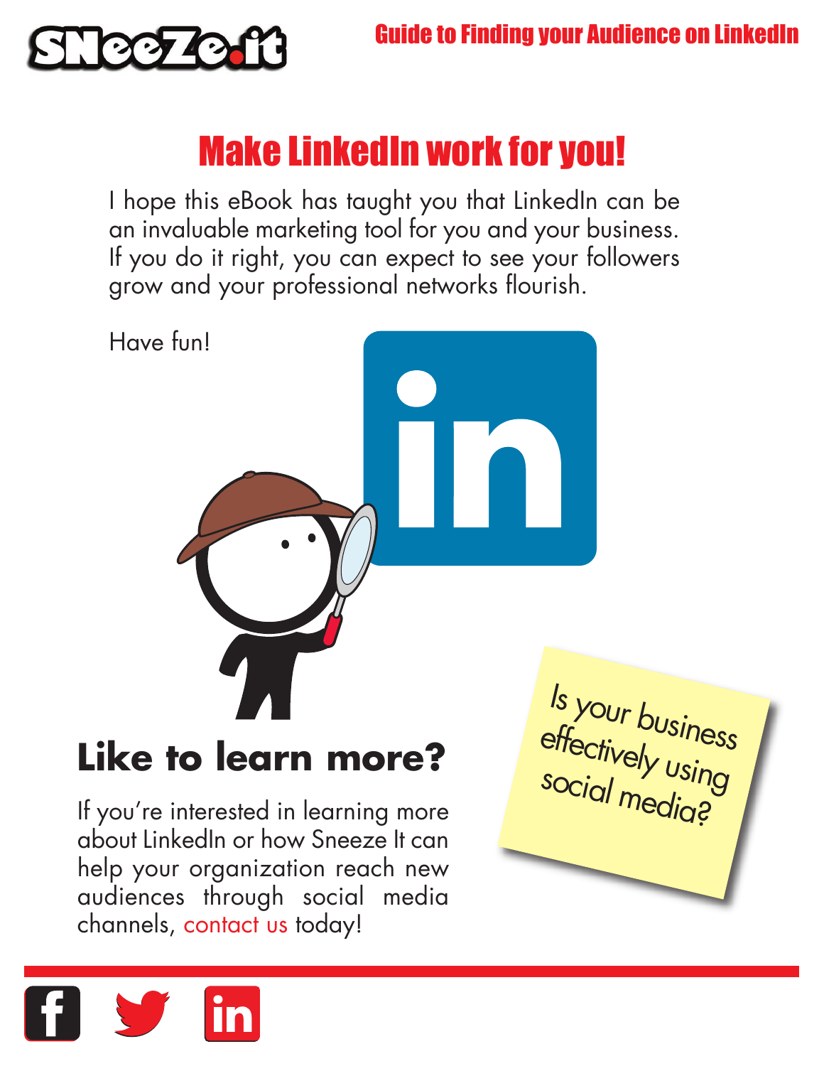# Make LinkedIn work for you!

I hope this eBook has taught you that LinkedIn can be an invaluable marketing tool for you and your business. If you do it right, you can expect to see your followers grow and your professional networks flourish.

Have fun!

## Like to learn more?

If you're interested in learning more about LinkedIn or how Sneeze It can help your organization reach new audiences through social media channels, contact us today!

Is your business effectively using social media?